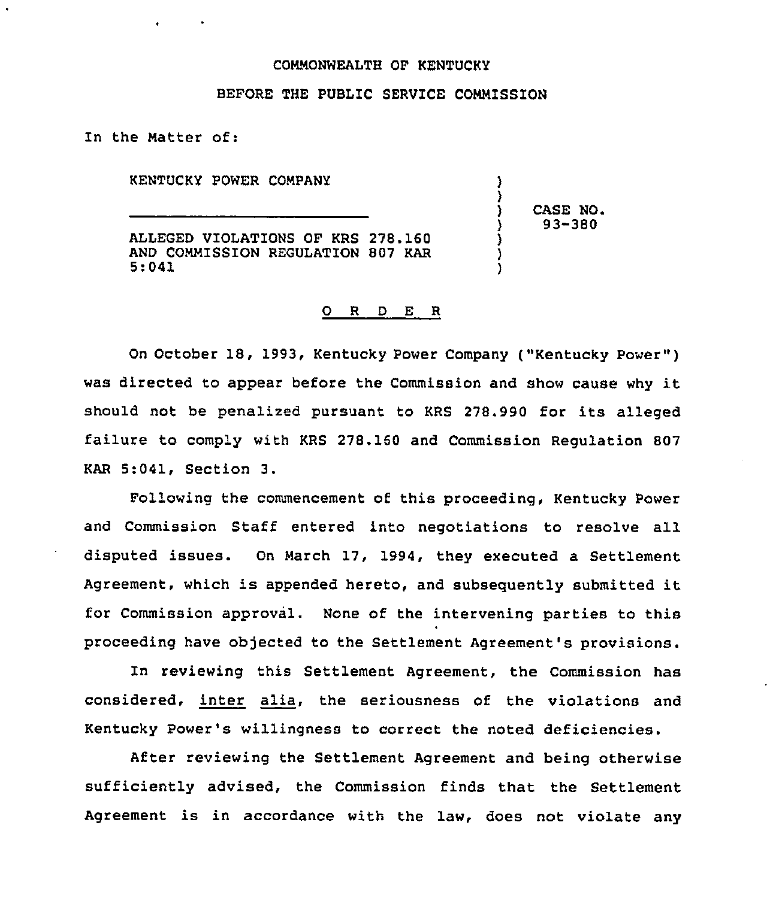COMMONWEALTH OF KENTUCKY

BEFORE THE PUBLIC SERVICE COMMISSION

In the Matter of:

| | |
|---|---|
| KENTUCKY POWER COMPANY<br>\_\_\_\_\_\_\_\_\_\_\_\_\_\_\_\_\_\_\_\_\_\_\_\_<br>ALLEGED VIOLATIONS OF KRS 278.160 AND COMMISSION REGULATION 807 KAR 5:041 | CASE NO. 93-380 |

O R D E R

On October 18, 1993, Kentucky Power Company ("Kentucky Power") was directed to appear before the Commission and show cause why it should not be penalized pursuant to KRS 278.990 for its alleged failure to comply with KRS 278.160 and Commission Regulation 807 KAR 5:041, Section 3.

Following the commencement of this proceeding, Kentucky Power and Commission Staff entered into negotiations to resolve all disputed issues. On March 17, 1994, they executed a Settlement Agreement, which is appended hereto, and subsequently submitted it for Commission approval. None of the intervening parties to this proceeding have objected to the Settlement Agreement's provisions.

In reviewing this Settlement Agreement, the Commission has considered, inter alia, the seriousness of the violations and Kentucky Power's willingness to correct the noted deficiencies.

After reviewing the Settlement Agreement and being otherwise sufficiently advised, the Commission finds that the Settlement Agreement is in accordance with the law, does not violate any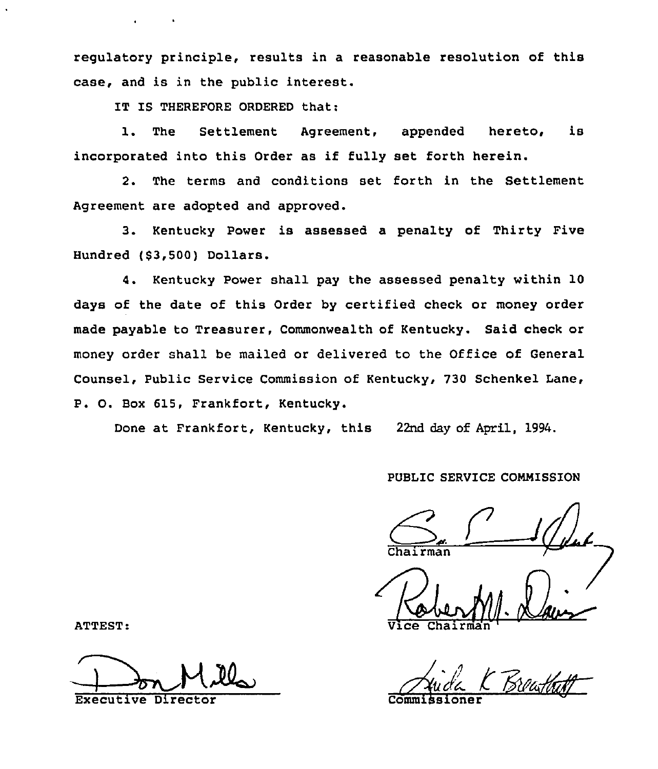regulatory principle, results in a reasonable resolution of this case, and is in the public interest.

IT IS THEREFORE ORDERED that:

1. The Settlement Agreement, appended hereto, is incorporated into this Order as if fully set forth herein.

2. The terms and conditions set forth in the Settlement Agreement are adopted and approved.

3. Kentucky Power is assessed a penalty of Thirty Five Hundred ($3,500) Dollars.

4. Kentucky Power shall pay the assessed penalty within 10 days of the date of this Order by certified check or money order made payable to Treasurer, Commonwealth of Kentucky. Said check or money order shall be mailed or delivered to the Office of General Counsel, Public Service Commission of Kentucky, 730 Schenkel Lane, P. O. Box 615, Frankfort, Kentucky.

Done at Frankfort, Kentucky, this 22nd day of April, 1994.

PUBLIC SERVICE COMMISSION

Chairman

Vice Chairman

Commissioner

ATTEST:

Executive Director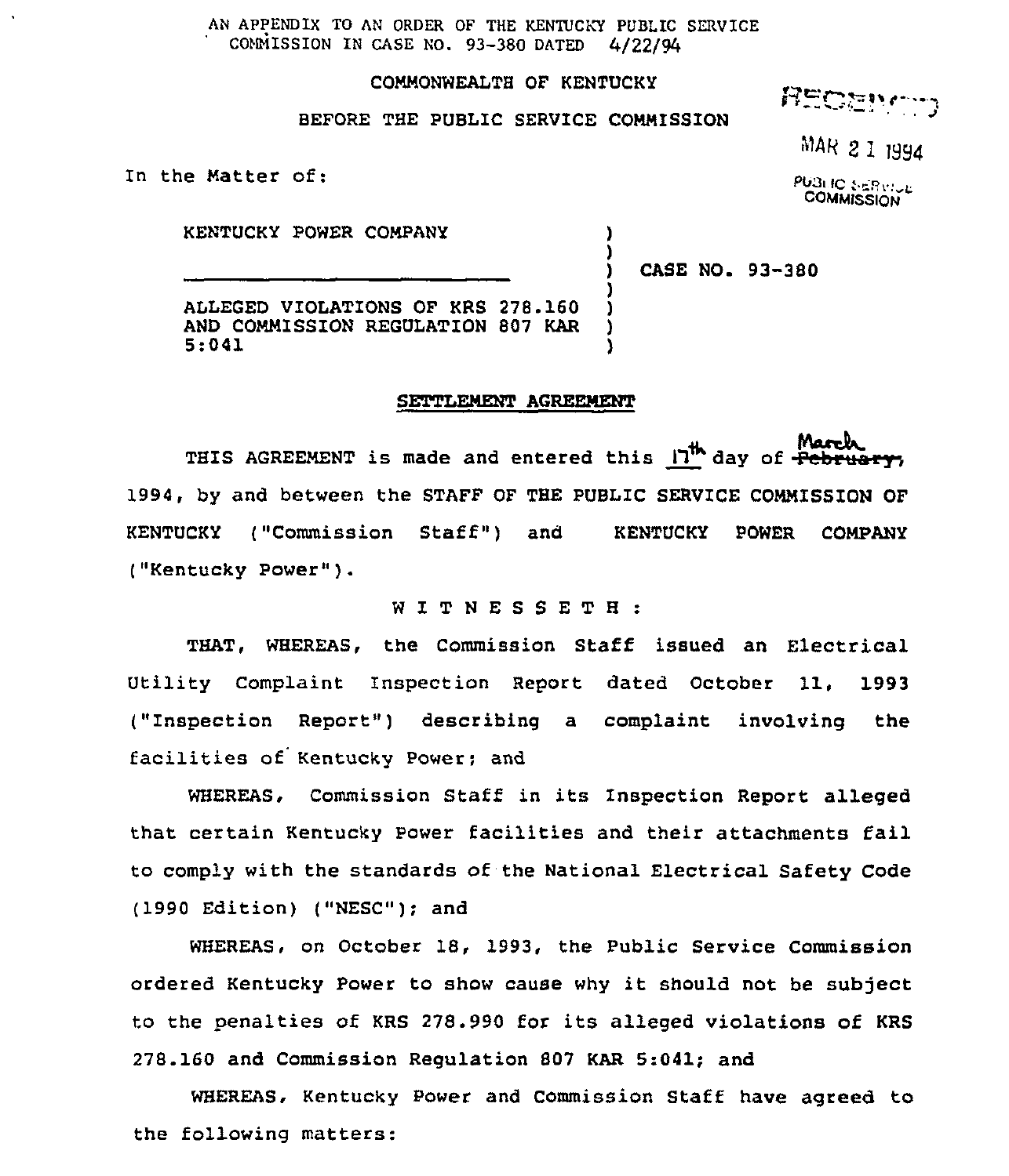AN APPENDIX TO AN ORDER OF THE KENTUCKY PUBLIC SERVICE COMMISSION IN CASE NO. 93-380 DATED 4/22/94

COMMONWEALTH OF KENTUCKY

BEFORE THE PUBLIC SERVICE COMMISSION

RECEIVED

MAR 21 1994

PUBLIC SERVICE COMMISSION

In the Matter of:

KENTUCKY POWER COMPANY

ALLEGED VIOLATIONS OF KRS 278.160 AND COMMISSION REGULATION 807 KAR 5:041

) CASE NO. 93-380

**SETTLEMENT AGREEMENT**

THIS AGREEMENT is made and entered this 17th day of ~~February~~ March, 1994, by and between the STAFF OF THE PUBLIC SERVICE COMMISSION OF KENTUCKY ("Commission Staff") and KENTUCKY POWER COMPANY ("Kentucky Power").

W I T N E S S E T H :

THAT, WHEREAS, the Commission Staff issued an Electrical Utility Complaint Inspection Report dated October 11, 1993 ("Inspection Report") describing a complaint involving the facilities of Kentucky Power; and

WHEREAS, Commission Staff in its Inspection Report alleged that certain Kentucky Power facilities and their attachments fail to comply with the standards of the National Electrical Safety Code (1990 Edition) ("NESC"); and

WHEREAS, on October 18, 1993, the Public Service Commission ordered Kentucky Power to show cause why it should not be subject to the penalties of KRS 278.990 for its alleged violations of KRS 278.160 and Commission Regulation 807 KAR 5:041; and

WHEREAS, Kentucky Power and Commission Staff have agreed to the following matters: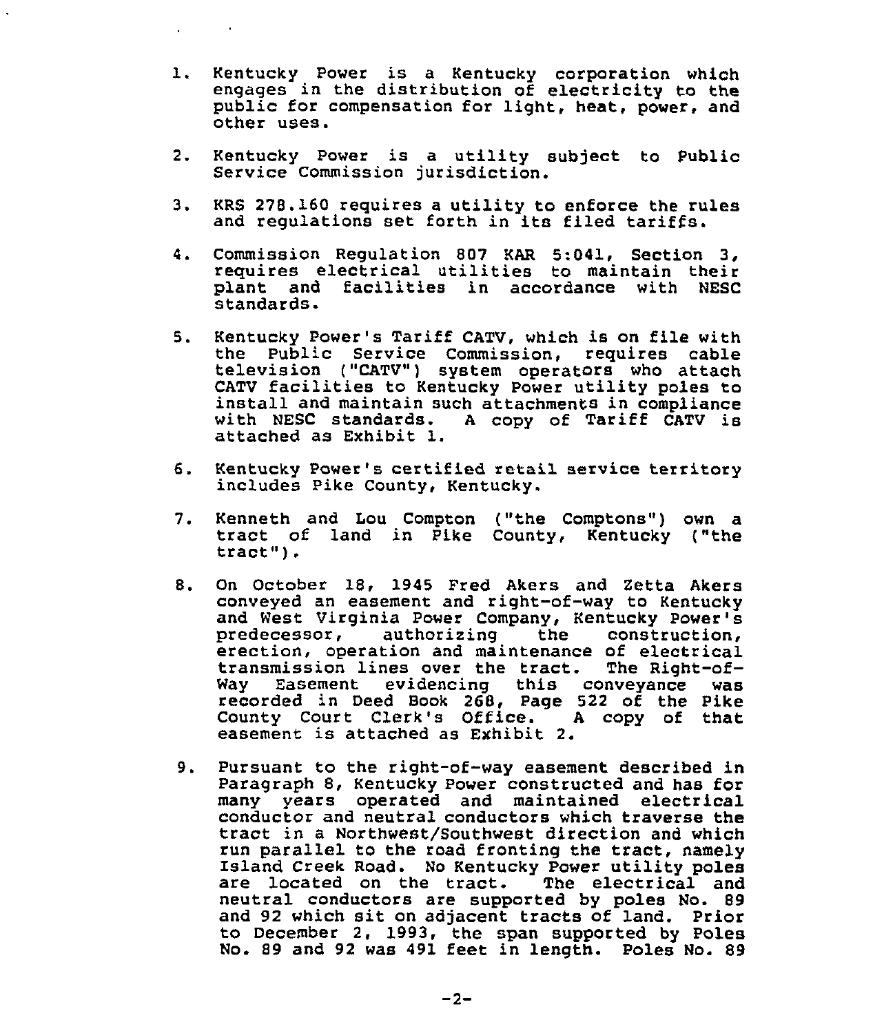1. Kentucky Power is a Kentucky corporation which engages in the distribution of electricity to the public for compensation for light, heat, power, and other uses.

2. Kentucky Power is a utility subject to Public Service Commission jurisdiction.

3. KRS 278.160 requires a utility to enforce the rules and regulations set forth in its filed tariffs.

4. Commission Regulation 807 KAR 5:041, Section 3, requires electrical utilities to maintain their plant and facilities in accordance with NESC standards.

5. Kentucky Power's Tariff CATV, which is on file with the Public Service Commission, requires cable television ("CATV") system operators who attach CATV facilities to Kentucky Power utility poles to install and maintain such attachments in compliance with NESC standards. A copy of Tariff CATV is attached as Exhibit 1.

6. Kentucky Power's certified retail service territory includes Pike County, Kentucky.

7. Kenneth and Lou Compton ("the Comptons") own a tract of land in Pike County, Kentucky ("the tract").

8. On October 18, 1945 Fred Akers and Zetta Akers conveyed an easement and right-of-way to Kentucky and West Virginia Power Company, Kentucky Power's predecessor, authorizing the construction, erection, operation and maintenance of electrical transmission lines over the tract. The Right-of-Way Easement evidencing this conveyance was recorded in Deed Book 268, Page 522 of the Pike County Court Clerk's Office. A copy of that easement is attached as Exhibit 2.

9. Pursuant to the right-of-way easement described in Paragraph 8, Kentucky Power constructed and has for many years operated and maintained electrical conductor and neutral conductors which traverse the tract in a Northwest/Southwest direction and which run parallel to the road fronting the tract, namely Island Creek Road. No Kentucky Power utility poles are located on the tract. The electrical and neutral conductors are supported by poles No. 89 and 92 which sit on adjacent tracts of land. Prior to December 2, 1993, the span supported by Poles No. 89 and 92 was 491 feet in length. Poles No. 89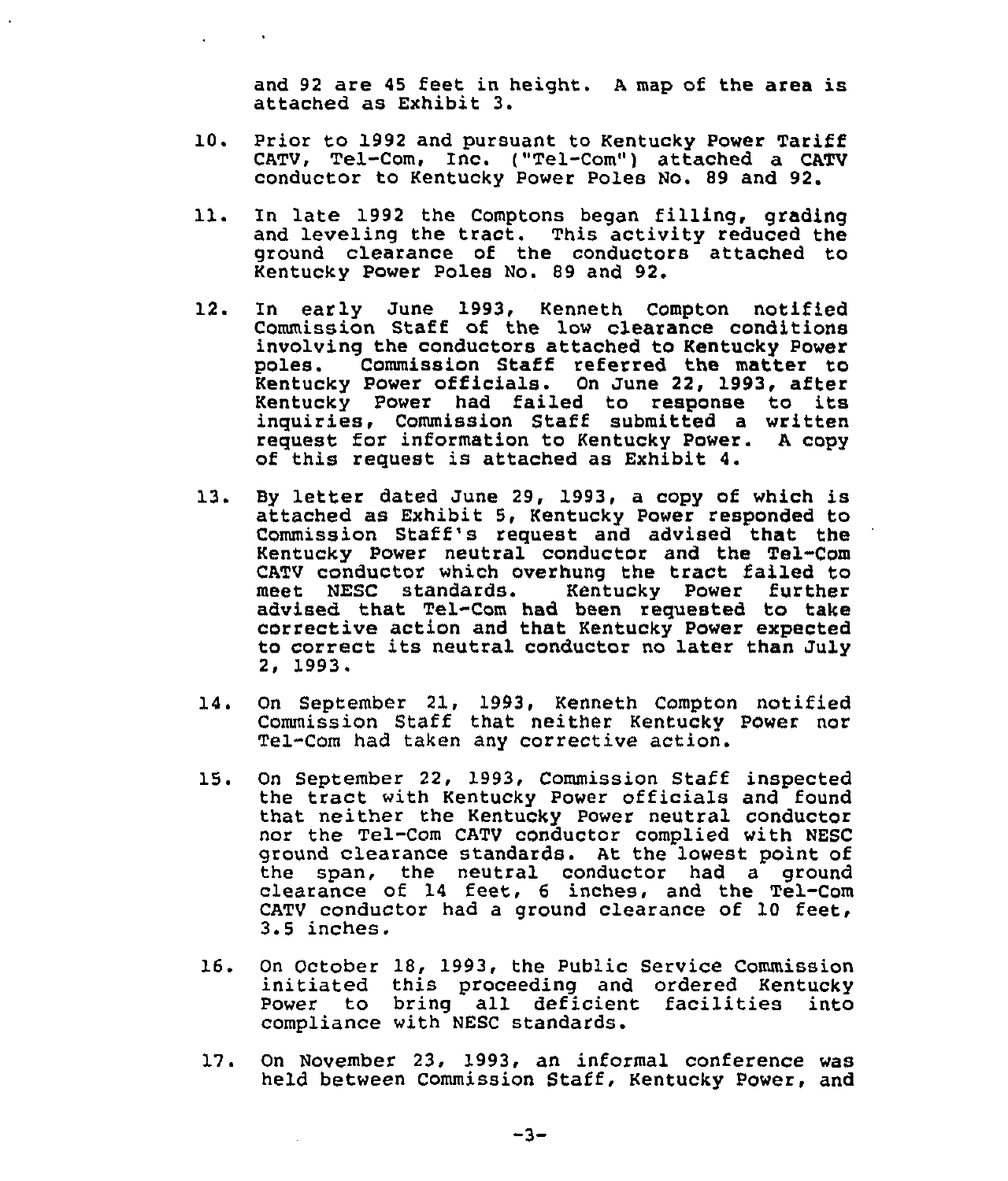and 92 are 45 feet in height. A map of the area is attached as Exhibit 3.

10. Prior to 1992 and pursuant to Kentucky Power Tariff CATV, Tel-Com, Inc. ("Tel-Com") attached a CATV conductor to Kentucky Power Poles No. 89 and 92.

11. In late 1992 the Comptons began filling, grading and leveling the tract. This activity reduced the ground clearance of the conductors attached to Kentucky Power Poles No. 89 and 92.

12. In early June 1993, Kenneth Compton notified Commission Staff of the low clearance conditions involving the conductors attached to Kentucky Power poles. Commission Staff referred the matter to Kentucky Power officials. On June 22, 1993, after Kentucky Power had failed to response to its inquiries, Commission Staff submitted a written request for information to Kentucky Power. A copy of this request is attached as Exhibit 4.

13. By letter dated June 29, 1993, a copy of which is attached as Exhibit 5, Kentucky Power responded to Commission Staff's request and advised that the Kentucky Power neutral conductor and the Tel-Com CATV conductor which overhung the tract failed to meet NESC standards. Kentucky Power further advised that Tel-Com had been requested to take corrective action and that Kentucky Power expected to correct its neutral conductor no later than July 2, 1993.

14. On September 21, 1993, Kenneth Compton notified Commission Staff that neither Kentucky Power nor Tel-Com had taken any corrective action.

15. On September 22, 1993, Commission Staff inspected the tract with Kentucky Power officials and found that neither the Kentucky Power neutral conductor nor the Tel-Com CATV conductor complied with NESC ground clearance standards. At the lowest point of the span, the neutral conductor had a ground clearance of 14 feet, 6 inches, and the Tel-Com CATV conductor had a ground clearance of 10 feet, 3.5 inches.

16. On October 18, 1993, the Public Service Commission initiated this proceeding and ordered Kentucky Power to bring all deficient facilities into compliance with NESC standards.

17. On November 23, 1993, an informal conference was held between Commission Staff, Kentucky Power, and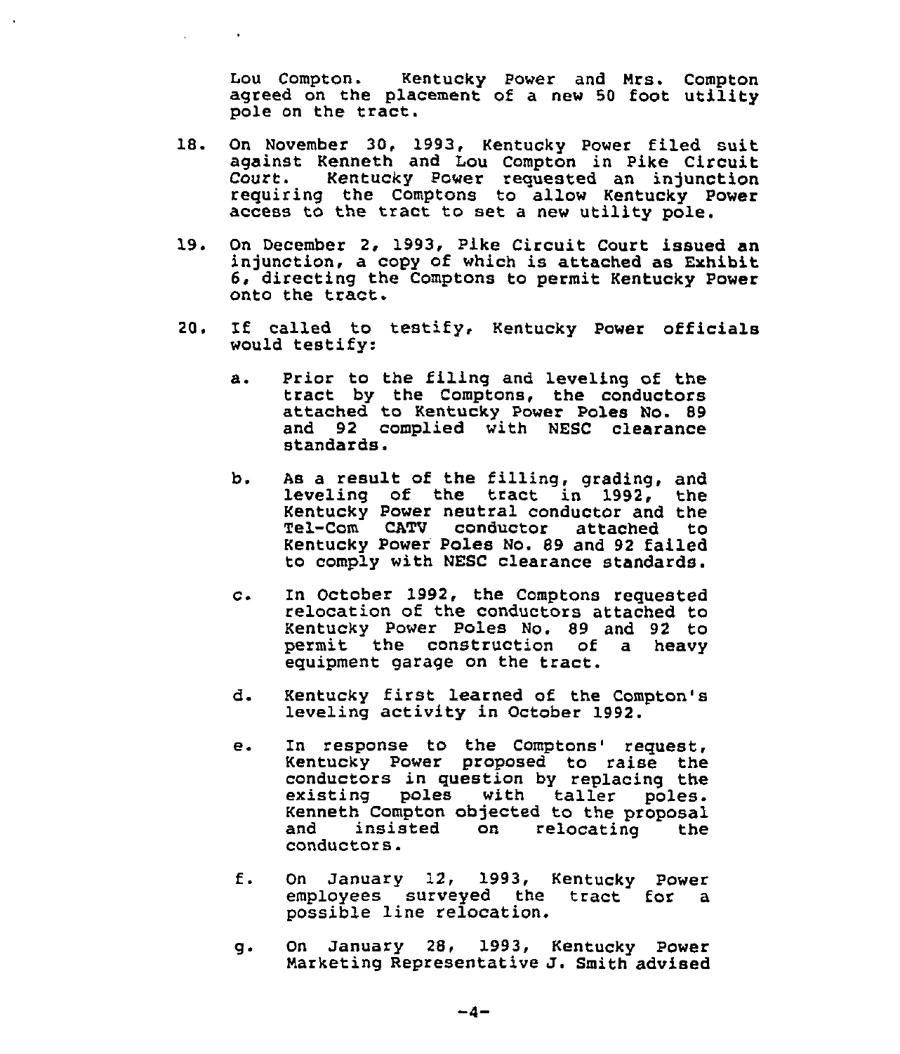Lou Compton. Kentucky Power and Mrs. Compton agreed on the placement of a new 50 foot utility pole on the tract.

18. On November 30, 1993, Kentucky Power filed suit against Kenneth and Lou Compton in Pike Circuit Court. Kentucky Power requested an injunction requiring the Comptons to allow Kentucky Power access to the tract to set a new utility pole.

19. On December 2, 1993, Pike Circuit Court issued an injunction, a copy of which is attached as Exhibit 6, directing the Comptons to permit Kentucky Power onto the tract.

20. If called to testify, Kentucky Power officials would testify:

    a. Prior to the filing and leveling of the tract by the Comptons, the conductors attached to Kentucky Power Poles No. 89 and 92 complied with NESC clearance standards.

    b. As a result of the filling, grading, and leveling of the tract in 1992, the Kentucky Power neutral conductor and the Tel-Com CATV conductor attached to Kentucky Power Poles No. 89 and 92 failed to comply with NESC clearance standards.

    c. In October 1992, the Comptons requested relocation of the conductors attached to Kentucky Power Poles No. 89 and 92 to permit the construction of a heavy equipment garage on the tract.

    d. Kentucky first learned of the Compton's leveling activity in October 1992.

    e. In response to the Comptons' request, Kentucky Power proposed to raise the conductors in question by replacing the existing poles with taller poles. Kenneth Compton objected to the proposal and insisted on relocating the conductors.

    f. On January 12, 1993, Kentucky Power employees surveyed the tract for a possible line relocation.

    g. On January 28, 1993, Kentucky Power Marketing Representative J. Smith advised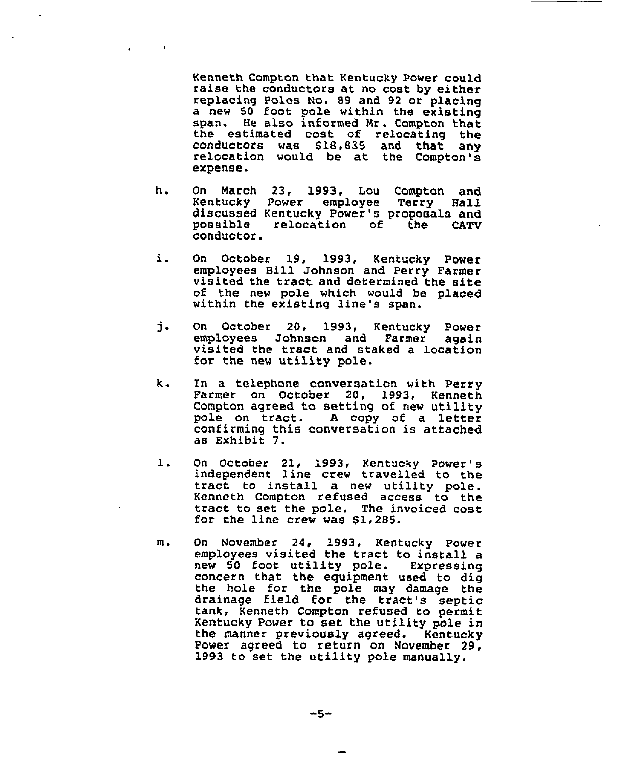Kenneth Compton that Kentucky Power could raise the conductors at no cost by either replacing Poles No. 89 and 92 or placing a new 50 foot pole within the existing span. He also informed Mr. Compton that the estimated cost of relocating the conductors was $18,835 and that any relocation would be at the Compton's expense.

h. On March 23, 1993, Lou Compton and Kentucky Power employee Terry Hall discussed Kentucky Power's proposals and possible relocation of the CATV conductor.

i. On October 19, 1993, Kentucky Power employees Bill Johnson and Perry Farmer visited the tract and determined the site of the new pole which would be placed within the existing line's span.

j. On October 20, 1993, Kentucky Power employees Johnson and Farmer again visited the tract and staked a location for the new utility pole.

k. In a telephone conversation with Perry Farmer on October 20, 1993, Kenneth Compton agreed to setting of new utility pole on tract. A copy of a letter confirming this conversation is attached as Exhibit 7.

l. On October 21, 1993, Kentucky Power's independent line crew travelled to the tract to install a new utility pole. Kenneth Compton refused access to the tract to set the pole. The invoiced cost for the line crew was $1,285.

m. On November 24, 1993, Kentucky Power employees visited the tract to install a new 50 foot utility pole. Expressing concern that the equipment used to dig the hole for the pole may damage the drainage field for the tract's septic tank, Kenneth Compton refused to permit Kentucky Power to set the utility pole in the manner previously agreed. Kentucky Power agreed to return on November 29, 1993 to set the utility pole manually.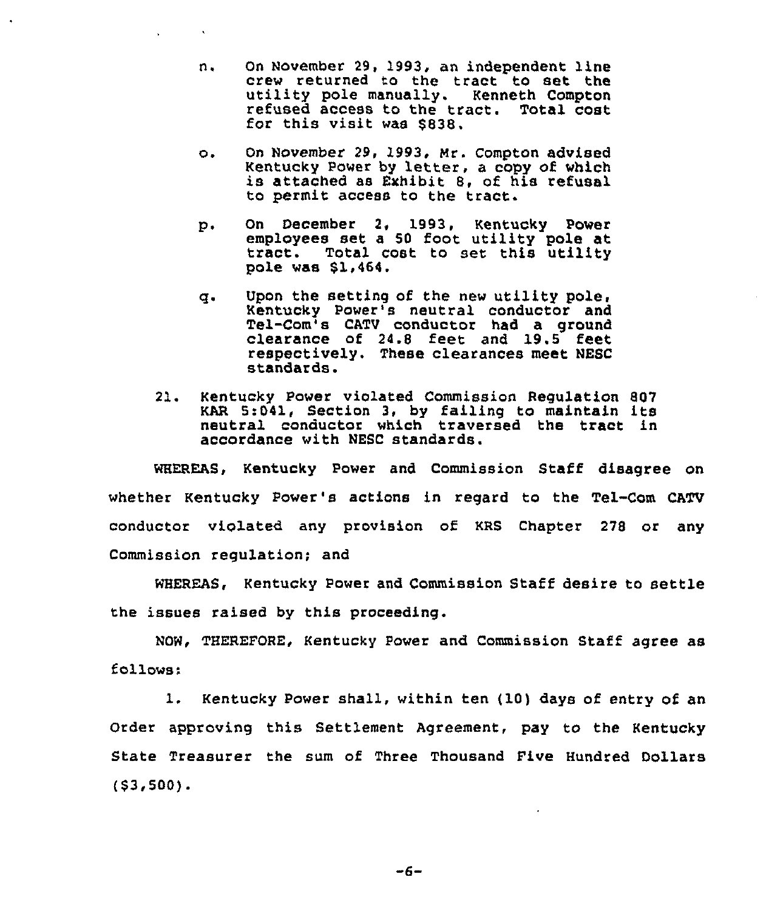n. On November 29, 1993, an independent line crew returned to the tract to set the utility pole manually. Kenneth Compton refused access to the tract. Total cost for this visit was $838.

o. On November 29, 1993, Mr. Compton advised Kentucky Power by letter, a copy of which is attached as Exhibit 8, of his refusal to permit access to the tract.

p. On December 2, 1993, Kentucky Power employees set a 50 foot utility pole at tract. Total cost to set this utility pole was $1,464.

q. Upon the setting of the new utility pole, Kentucky Power's neutral conductor and Tel-Com's CATV conductor had a ground clearance of 24.8 feet and 19.5 feet respectively. These clearances meet NESC standards.

21. Kentucky Power violated Commission Regulation 807 KAR 5:041, Section 3, by failing to maintain its neutral conductor which traversed the tract in accordance with NESC standards.

WHEREAS, Kentucky Power and Commission Staff disagree on whether Kentucky Power's actions in regard to the Tel-Com CATV conductor violated any provision of KRS Chapter 278 or any Commission regulation; and

WHEREAS, Kentucky Power and Commission Staff desire to settle the issues raised by this proceeding.

NOW, THEREFORE, Kentucky Power and Commission Staff agree as follows:

1. Kentucky Power shall, within ten (10) days of entry of an Order approving this Settlement Agreement, pay to the Kentucky State Treasurer the sum of Three Thousand Five Hundred Dollars ($3,500).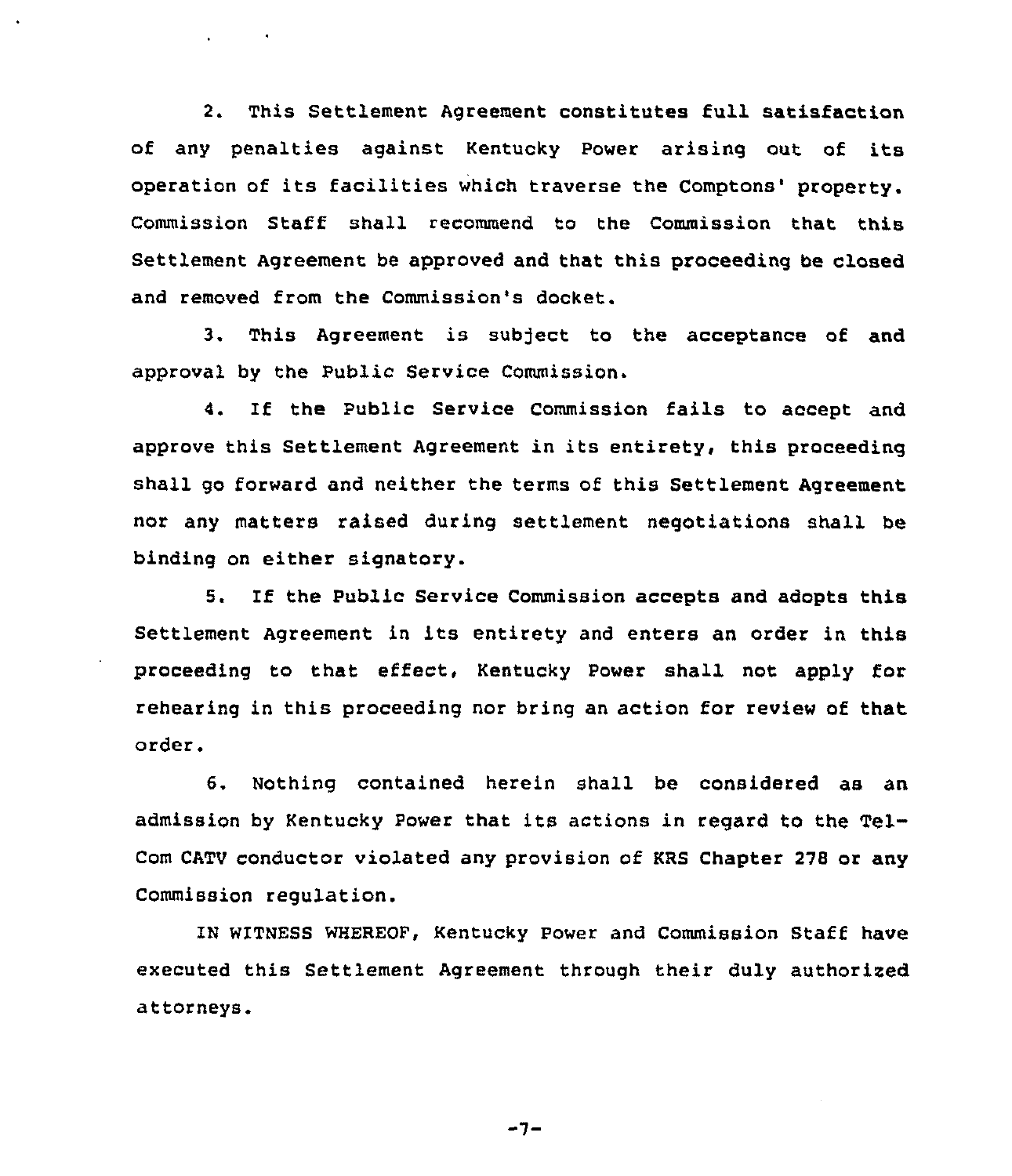2. This Settlement Agreement constitutes full satisfaction of any penalties against Kentucky Power arising out of its operation of its facilities which traverse the Comptons' property. Commission Staff shall recommend to the Commission that this Settlement Agreement be approved and that this proceeding be closed and removed from the Commission's docket.

3. This Agreement is subject to the acceptance of and approval by the Public Service Commission.

4. If the Public Service Commission fails to accept and approve this Settlement Agreement in its entirety, this proceeding shall go forward and neither the terms of this Settlement Agreement nor any matters raised during settlement negotiations shall be binding on either signatory.

5. If the Public Service Commission accepts and adopts this Settlement Agreement in its entirety and enters an order in this proceeding to that effect, Kentucky Power shall not apply for rehearing in this proceeding nor bring an action for review of that order.

6. Nothing contained herein shall be considered as an admission by Kentucky Power that its actions in regard to the Tel-Com CATV conductor violated any provision of KRS Chapter 278 or any Commission regulation.

IN WITNESS WHEREOF, Kentucky Power and Commission Staff have executed this Settlement Agreement through their duly authorized attorneys.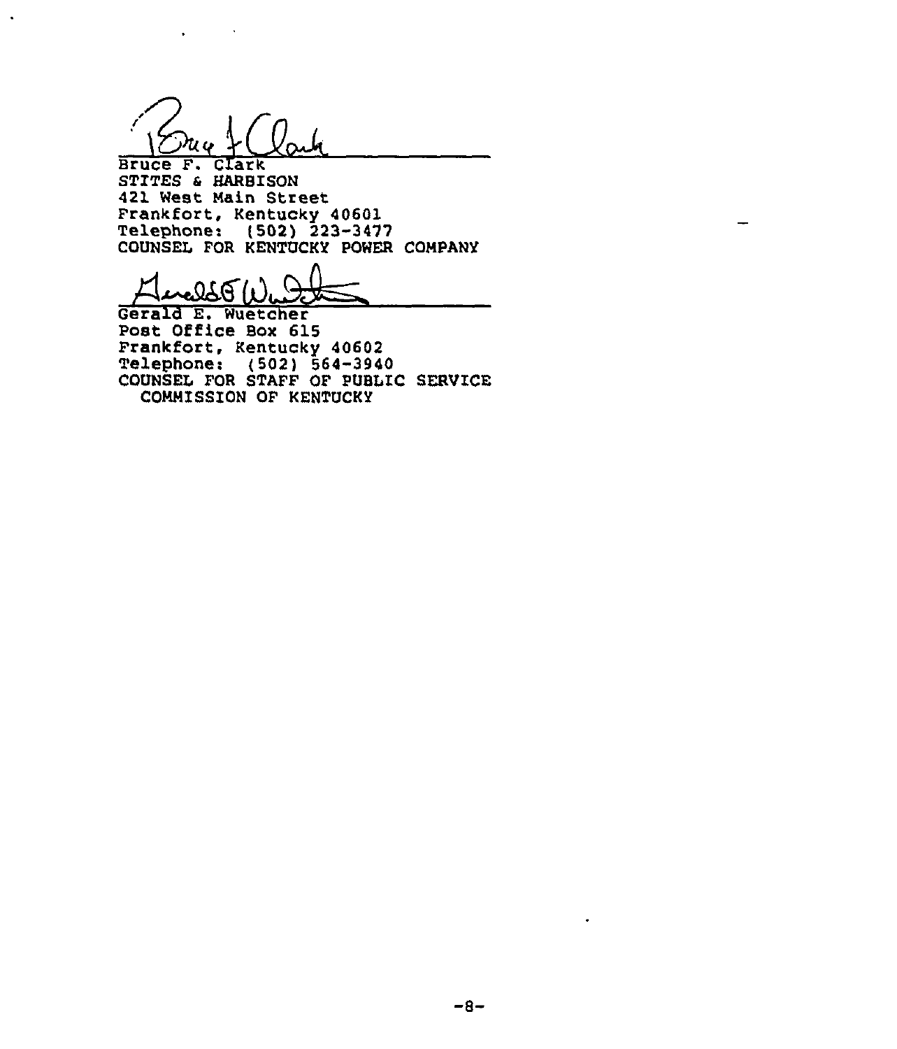Bruce F. Clark
STITES & HARBISON
421 West Main Street
Frankfort, Kentucky 40601
Telephone: (502) 223-3477
COUNSEL FOR KENTUCKY POWER COMPANY

Gerald E. Wuetcher
Post Office Box 615
Frankfort, Kentucky 40602
Telephone: (502) 564-3940
COUNSEL FOR STAFF OF PUBLIC SERVICE
COMMISSION OF KENTUCKY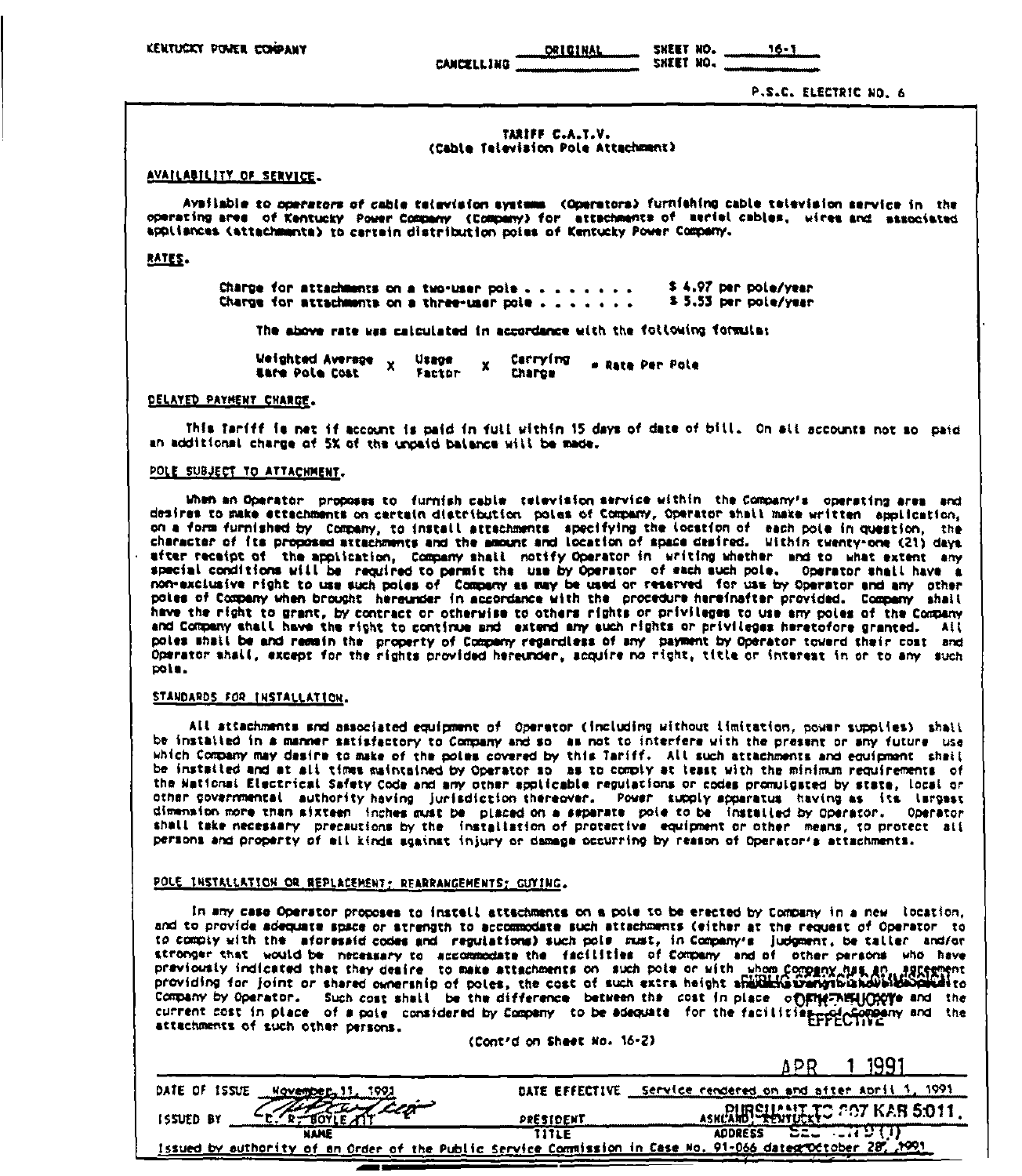KENTUCKY POWER COMPANY

ORIGINAL SHEET NO. 16-1
CANCELLING SHEET NO.

P.S.C. ELECTRIC NO. 6

## TARIFF C.A.T.V.
(Cable Television Pole Attachment)

### AVAILABILITY OF SERVICE.

Available to operators of cable television systems (Operators) furnishing cable television service in the operating area of Kentucky Power Company (Company) for attachments of aerial cables, wires and associated appliances (attachments) to certain distribution poles of Kentucky Power Company.

### RATES.

| | |
|---|---|
| Charge for attachments on a two-user pole . . . . . . . . | $ 4.97 per pole/year |
| Charge for attachments on a three-user pole . . . . . . . | $ 5.53 per pole/year |

The above rate was calculated in accordance with the following formula:

Weighted Average Bare Pole Cost X Usage Factor X Carrying Charge = Rate Per Pole

### DELAYED PAYMENT CHARGE.

This Tariff is net if account is paid in full within 15 days of date of bill. On all accounts not so paid an additional charge of 5% of the unpaid balance will be made.

### POLE SUBJECT TO ATTACHMENT.

When an Operator proposes to furnish cable television service within the Company's operating area and desires to make attachments on certain distribution poles of Company, Operator shall make written application, on a form furnished by Company, to install attachments specifying the location of each pole in question, the character of its proposed attachments and the amount and location of space desired. Within twenty-one (21) days after receipt of the application, Company shall notify Operator in writing whether and to what extent any special conditions will be required to permit the use by Operator of each such pole. Operator shall have a non-exclusive right to use such poles of Company as may be used or reserved for use by Operator and any other poles of Company when brought hereunder in accordance with the procedure hereinafter provided. Company shall have the right to grant, by contract or otherwise to others rights or privileges to use any poles of the Company and Company shall have the right to continue and extend any such rights or privileges heretofore granted. All poles shall be and remain the property of Company regardless of any payment by Operator toward their cost and Operator shall, except for the rights provided hereunder, acquire no right, title or interest in or to any such pole.

### STANDARDS FOR INSTALLATION.

All attachments and associated equipment of Operator (including without limitation, power supplies) shall be installed in a manner satisfactory to Company and so as not to interfere with the present or any future use which Company may desire to make of the poles covered by this Tariff. All such attachments and equipment shall be installed and at all times maintained by Operator so as to comply at least with the minimum requirements of the National Electrical Safety Code and any other applicable regulations or codes promulgated by state, local or other governmental authority having jurisdiction thereover. Power supply apparatus having as its largest dimension more than sixteen inches must be placed on a separate pole to be installed by Operator. Operator shall take necessary precautions by the installation of protective equipment or other means, to protect all persons and property of all kinds against injury or damage occurring by reason of Operator's attachments.

### POLE INSTALLATION OR REPLACEMENT; REARRANGEMENTS; GUYING.

In any case Operator proposes to install attachments on a pole to be erected by Company in a new location, and to provide adequate space or strength to accommodate such attachments (either at the request of Operator to to comply with the aforesaid codes and regulations) such pole must, in Company's judgment, be taller and/or stronger that would be necessary to accommodate the facilities of Company and of other persons who have previously indicated that they desire to make attachments on such pole or with whom Company has an agreement providing for joint or shared ownership of poles, the cost of such extra height and/or strength shall be paid to Company by Operator. Such cost shall be the difference between the cost in place of the new pole and the current cost in place of a pole considered by Company to be adequate for the facilities of Company and the attachments of such other persons.

(Cont'd on Sheet No. 16-2)

PUBLIC SERVICE COMMISSION OF KENTUCKY EFFECTIVE APR 1 1991 PURSUANT TO 807 KAR 5:011.

DATE OF ISSUE November 11, 1991 DATE EFFECTIVE Service rendered on and after April 1, 1991

ISSUED BY E. R. Boyle III, NAME — PRESIDENT, TITLE — ASHLAND, KENTUCKY, ADDRESS

Issued by authority of an Order of the Public Service Commission in Case No. 91-066 dated October 28, 1991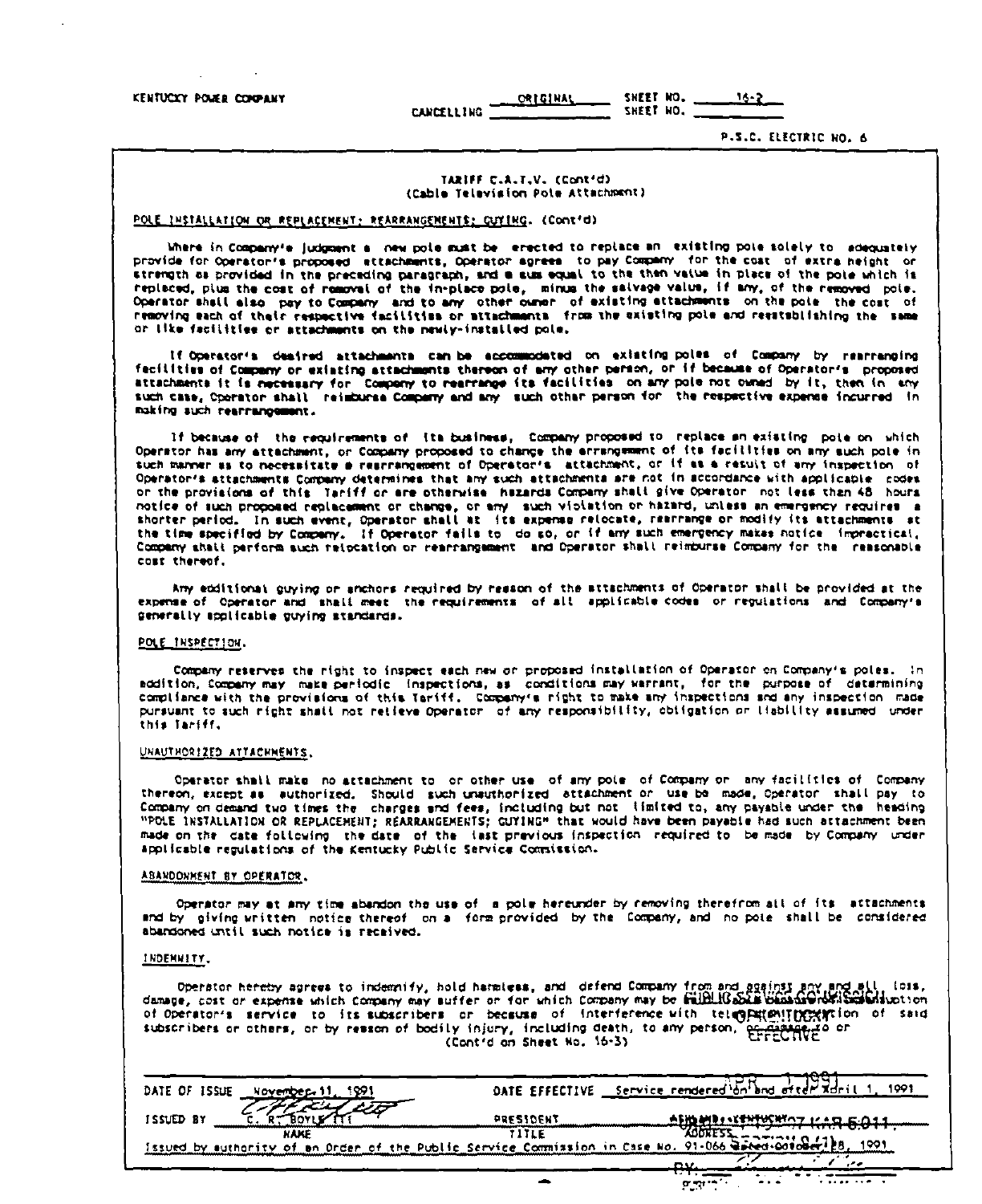KENTUCKY POWER COMPANY

ORIGINAL SHEET NO. 16-2
CANCELLING SHEET NO.

P.S.C. ELECTRIC NO. 6

TARIFF C.A.T.V. (Cont'd)
(Cable Television Pole Attachment)

POLE INSTALLATION OR REPLACEMENT; REARRANGEMENTS; GUYING. (Cont'd)

Where in Company's judgment a new pole must be erected to replace an existing pole solely to adequately provide for Operator's proposed attachments, Operator agrees to pay Company for the cost of extra height or strength as provided in the preceding paragraph, and a sum equal to the then value in place of the pole which is replaced, plus the cost of removal of the in-place pole, minus the salvage value, if any, of the removed pole. Operator shall also pay to Company and to any other owner of existing attachments on the pole the cost of removing each of their respective facilities or attachments from the existing pole and reestablishing the same or like facilities or attachments on the newly-installed pole.

If Operator's desired attachments can be accommodated on existing poles of Company by rearranging facilities of Company or existing attachments thereon of any other person, or if because of Operator's proposed attachments it is necessary for Company to rearrange its facilities on any pole not owned by it, then in any such case, Operator shall reimburse Company and any such other person for the respective expense incurred in making such rearrangement.

If because of the requirements of its business, Company proposed to replace an existing pole on which Operator has any attachment, or Company proposed to change the arrangement of its facilities on any such pole in such manner as to necessitate a rearrangement of Operator's attachment, or if as a result of any inspection of Operator's attachments Company determines that any such attachments are not in accordance with applicable codes or the provisions of this Tariff or are otherwise hazards Company shall give Operator not less than 48 hours notice of such proposed replacement or change, or any such violation or hazard, unless an emergency requires a shorter period. In such event, Operator shall at its expense relocate, rearrange or modify its attachments at the time specified by Company. If Operator fails to do so, or if any such emergency makes notice impractical, Company shall perform such relocation or rearrangement and Operator shall reimburse Company for the reasonable cost thereof.

Any additional guying or anchors required by reason of the attachments of Operator shall be provided at the expense of Operator and shall meet the requirements of all applicable codes or regulations and Company's generally applicable guying standards.

POLE INSPECTION.

Company reserves the right to inspect each new or proposed installation of Operator on Company's poles. In addition, Company may make periodic inspections, as conditions may warrant, for the purpose of determining compliance with the provisions of this Tariff. Company's right to make any inspections and any inspection made pursuant to such right shall not relieve Operator of any responsibility, obligation or liability assumed under this Tariff.

UNAUTHORIZED ATTACHMENTS.

Operator shall make no attachment to or other use of any pole of Company or any facilities of Company thereon, except as authorized. Should such unauthorized attachment or use be made, Operator shall pay to Company on demand two times the charges and fees, including but not limited to, any payable under the heading "POLE INSTALLATION OR REPLACEMENT; REARRANGEMENTS; GUYING" that would have been payable had such attachment been made on the date following the date of the last previous inspection required to be made by Company under applicable regulations of the Kentucky Public Service Commission.

ABANDONMENT BY OPERATOR.

Operator may at any time abandon the use of a pole hereunder by removing therefrom all of its attachments and by giving written notice thereof on a form provided by the Company, and no pole shall be considered abandoned until such notice is received.

INDEMNITY.

Operator hereby agrees to indemnify, hold harmless, and defend Company from and against any and all loss, damage, cost or expense which Company may suffer or for which Company may be held liable by reason of interruption of Operator's service to its subscribers or because of interference with telecommunication of said subscribers or others, or by reason of bodily injury, including death, to any person, or damage to or
(Cont'd on Sheet No. 16-3)

PUBLIC SERVICE COMMISSION OF KENTUCKY EFFECTIVE APR 1 1991

DATE OF ISSUE November 11, 1991 DATE EFFECTIVE Service rendered on and after April 1, 1991

ISSUED BY C. R. Boyle III — NAME; PRESIDENT — TITLE; Ashland, Kentucky — ADDRESS

PURSUANT TO 807 KAR 5:011, SECTION 9 (1)

Issued by authority of an Order of the Public Service Commission in Case No. 91-066 dated October 28, 1991

BY: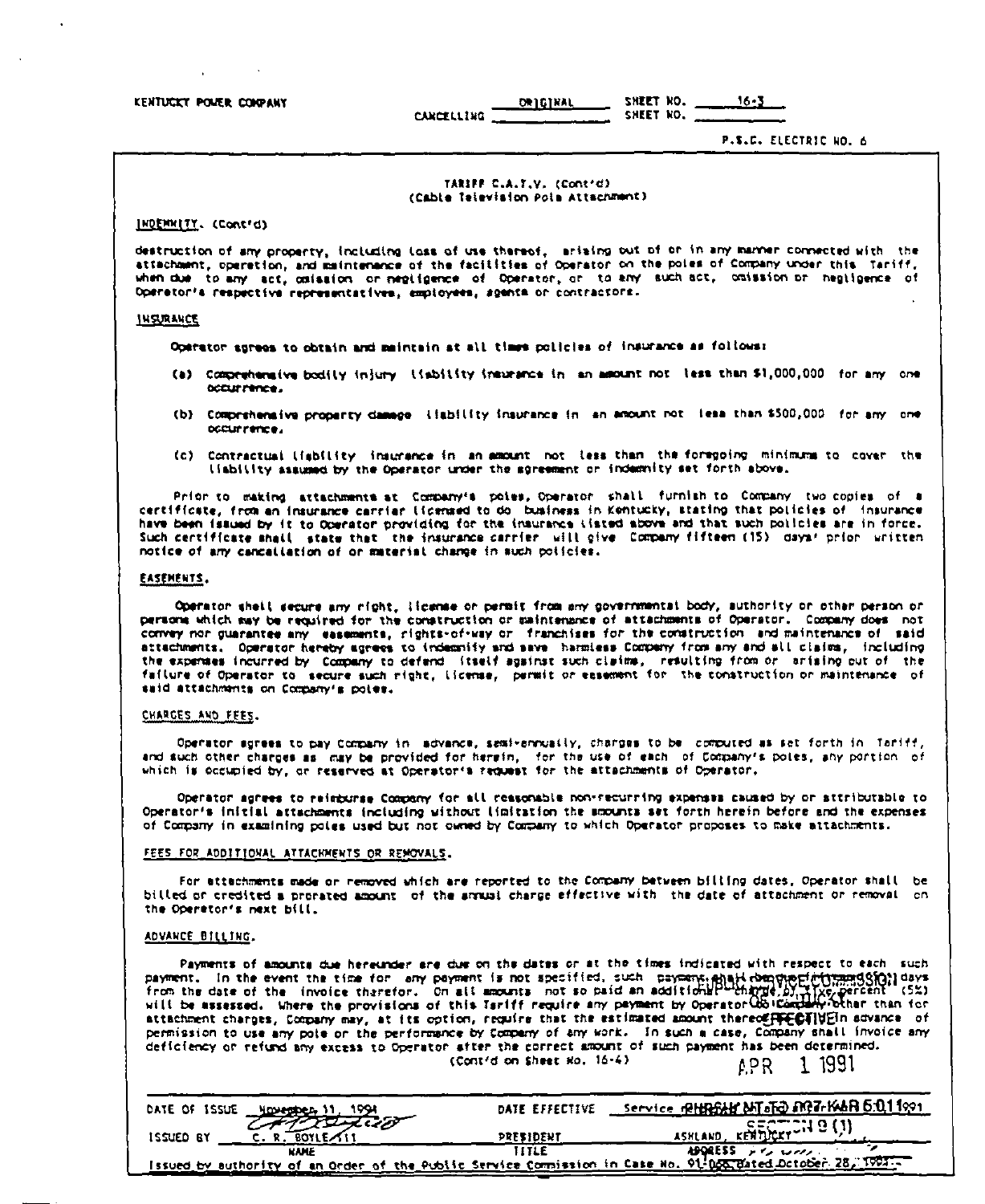KENTUCKY POWER COMPANY

ORIGINAL SHEET NO. 16-3
CANCELLING SHEET NO.

P.S.C. ELECTRIC NO. 6

TARIFF C.A.T.V. (Cont'd)
(Cable Television Pole Attachment)

INDEMNITY. (Cont'd)

destruction of any property, including loss of use thereof, arising out of or in any manner connected with the attachment, operation, and maintenance of the facilities of Operator on the poles of Company under this Tariff, when due to any act, omission or negligence of Operator, or to any such act, omission or negligence of Operator's respective representatives, employees, agents or contractors.

INSURANCE

Operator agrees to obtain and maintain at all times policies of insurance as follows:

(a) Comprehensive bodily injury liability insurance in an amount not less than $1,000,000 for any one occurrence.

(b) Comprehensive property damage liability insurance in an amount not less than $500,000 for any one occurrence.

(c) Contractual liability insurance in an amount not less than the foregoing minimums to cover the liability assumed by the Operator under the agreement or indemnity set forth above.

Prior to making attachments at Company's poles, Operator shall furnish to Company two copies of a certificate, from an insurance carrier licensed to do business in Kentucky, stating that policies of insurance have been issued by it to Operator providing for the insurance listed above and that such policies are in force. Such certificate shall state that the insurance carrier will give Company fifteen (15) days' prior written notice of any cancellation of or material change in such policies.

EASEMENTS.

Operator shall secure any right, license or permit from any governmental body, authority or other person or persons which may be required for the construction or maintenance of attachments of Operator. Company does not convey nor guarantee any easements, rights-of-way or franchises for the construction and maintenance of said attachments. Operator hereby agrees to indemnify and save harmless Company from any and all claims, including the expenses incurred by Company to defend itself against such claims, resulting from or arising out of the failure of Operator to secure such right, license, permit or easement for the construction or maintenance of said attachments on Company's poles.

CHARGES AND FEES.

Operator agrees to pay Company in advance, semi-annually, charges to be computed as set forth in Tariff, and such other charges as may be provided for herein, for the use of each of Company's poles, any portion of which is occupied by, or reserved at Operator's request for the attachments of Operator.

Operator agrees to reimburse Company for all reasonable non-recurring expenses caused by or attributable to Operator's initial attachments including without limitation the amounts set forth herein before and the expenses of Company in examining poles used but not owned by Company to which Operator proposes to make attachments.

FEES FOR ADDITIONAL ATTACHMENTS OR REMOVALS.

For attachments made or removed which are reported to the Company between billing dates, Operator shall be billed or credited a prorated amount of the annual charge effective with the date of attachment or removal on the Operator's next bill.

ADVANCE BILLING.

Payments of amounts due hereunder are due on the dates or at the times indicated with respect to each such payment. In the event the time for any payment is not specified, such payment shall be due thirty (30) days from the date of the invoice therefor. On all amounts not so paid an additional charge of five percent (5%) will be assessed. Where the provisions of this Tariff require any payment by Operator to Company other than for attachment charges, Company may, at its option, require that the estimated amount thereof be paid in advance of permission to use any pole or the performance by Company of any work. In such a case, Company shall invoice any deficiency or refund any excess to Operator after the correct amount of such payment has been determined.

(Cont'd on Sheet No. 16-4)

PUBLIC SERVICE COMMISSION OF KENTUCKY EFFECTIVE
APR 1 1991
PURSUANT TO 807 KAR 5:011
SECTION 9 (1)

| DATE OF ISSUE | November 11, 1991 | DATE EFFECTIVE | Service rendered on and after March 1, 1991 |
|---|---|---|---|
| ISSUED BY | C. R. BOYLE, III | PRESIDENT | ASHLAND, KENTUCKY |
| | NAME | TITLE | ADDRESS |

Issued by authority of an Order of the Public Service Commission in Case No. 91-066 dated October 28, 1991.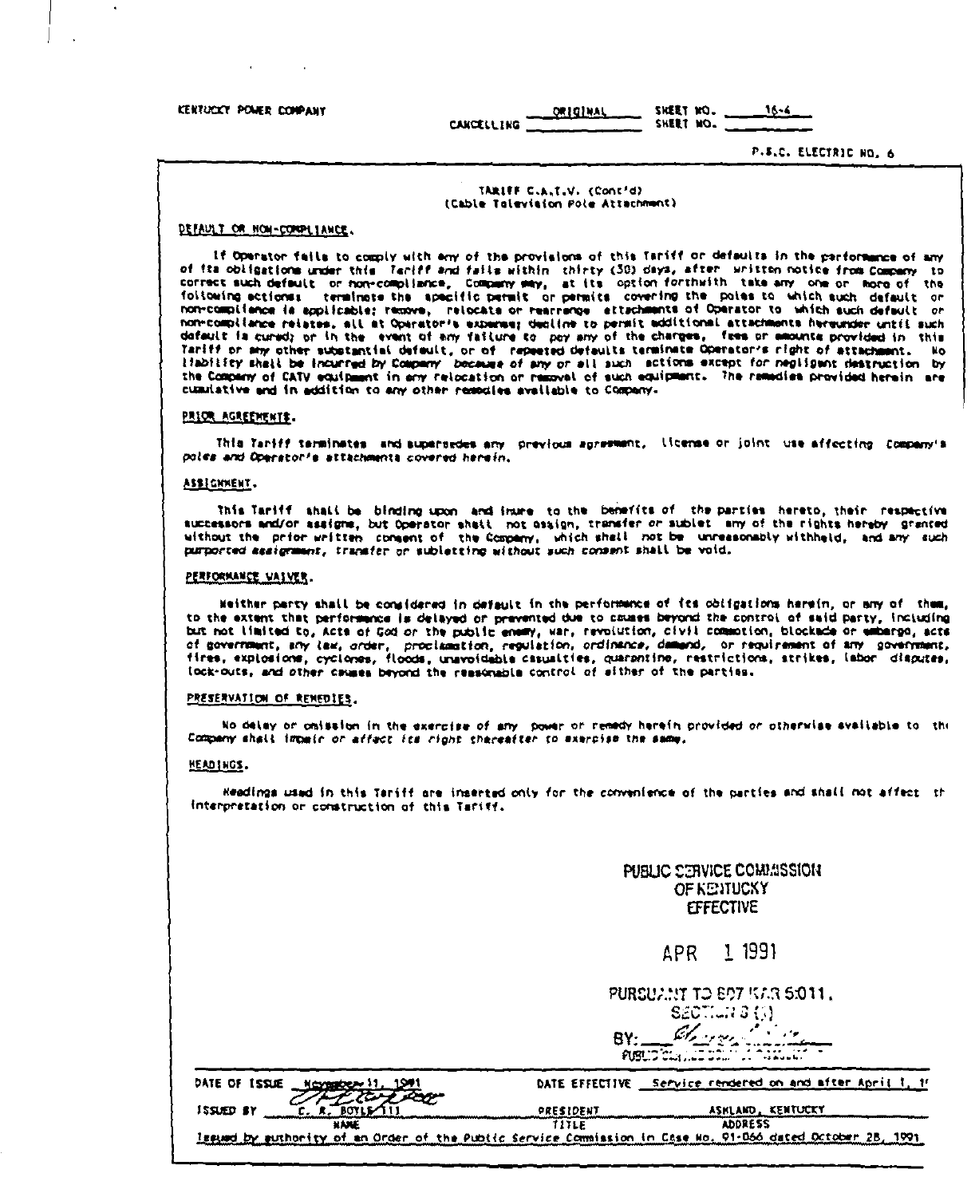KENTUCKY POWER COMPANY

ORIGINAL SHEET NO. 16-6
CANCELLING SHEET NO.

P.S.C. ELECTRIC NO. 6

TARIFF C.A.T.V. (Cont'd)
(Cable Television Pole Attachment)

**DEFAULT OR NON-COMPLIANCE.**

If Operator fails to comply with any of the provisions of this Tariff or defaults in the performance of any of its obligations under this Tariff and fails within thirty (30) days, after written notice from Company to correct such default or non-compliance, Company may, at its option forthwith take any one or more of the following actions: terminate the specific permit or permits covering the poles to which such default or non-compliance is applicable; remove, relocate or rearrange attachments of Operator to which such default or non-compliance relates, all at Operator's expense; decline to permit additional attachments hereunder until such default is cured; or in the event of any failure to pay any of the charges, fees or amounts provided in this Tariff or any other substantial default, or of repeated defaults terminate Operator's right of attachment. No liability shall be incurred by Company because of any or all such actions except for negligent destruction by the Company of CATV equipment in any relocation or removal of such equipment. The remedies provided herein are cumulative and in addition to any other remedies available to Company.

**PRIOR AGREEMENTS.**

This Tariff terminates and supersedes any previous agreement, license or joint use affecting Company's poles and Operator's attachments covered herein.

**ASSIGNMENT.**

This Tariff shall be binding upon and inure to the benefits of the parties hereto, their respective successors and/or assigns, but Operator shall not assign, transfer or sublet any of the rights hereby granted without the prior written consent of the Company, which shall not be unreasonably withheld, and any such purported assignment, transfer or subletting without such consent shall be void.

**PERFORMANCE WAIVER.**

Neither party shall be considered in default in the performance of its obligations herein, or any of them, to the extent that performance is delayed or prevented due to causes beyond the control of said party, including but not limited to, Acts of God or the public enemy, war, revolution, civil commotion, blockade or embargo, acts of government, any law, order, proclamation, regulation, ordinance, demand, or requirement of any government, fires, explosions, cyclones, floods, unavoidable casualties, quarantine, restrictions, strikes, labor disputes, lock-outs, and other causes beyond the reasonable control of either of the parties.

**PRESERVATION OF REMEDIES.**

No delay or omission in the exercise of any power or remedy herein provided or otherwise available to the Company shall impair or affect its right thereafter to exercise the same.

**HEADINGS.**

Headings used in this Tariff are inserted only for the convenience of the parties and shall not affect the interpretation or construction of this Tariff.

PUBLIC SERVICE COMMISSION
OF KENTUCKY
EFFECTIVE

APR 1 1991

PURSUANT TO 807 KAR 5:011,
SECTION 9 (1)
BY: ______
PUBLIC SERVICE COMMISSION MANAGER

DATE OF ISSUE November 11, 1991 DATE EFFECTIVE Service rendered on and after April 1, 1991

ISSUED BY C. R. BOYLE III — PRESIDENT — ASHLAND, KENTUCKY
NAME — TITLE — ADDRESS

Issued by authority of an Order of the Public Service Commission in Case No. 91-066 dated October 28, 1991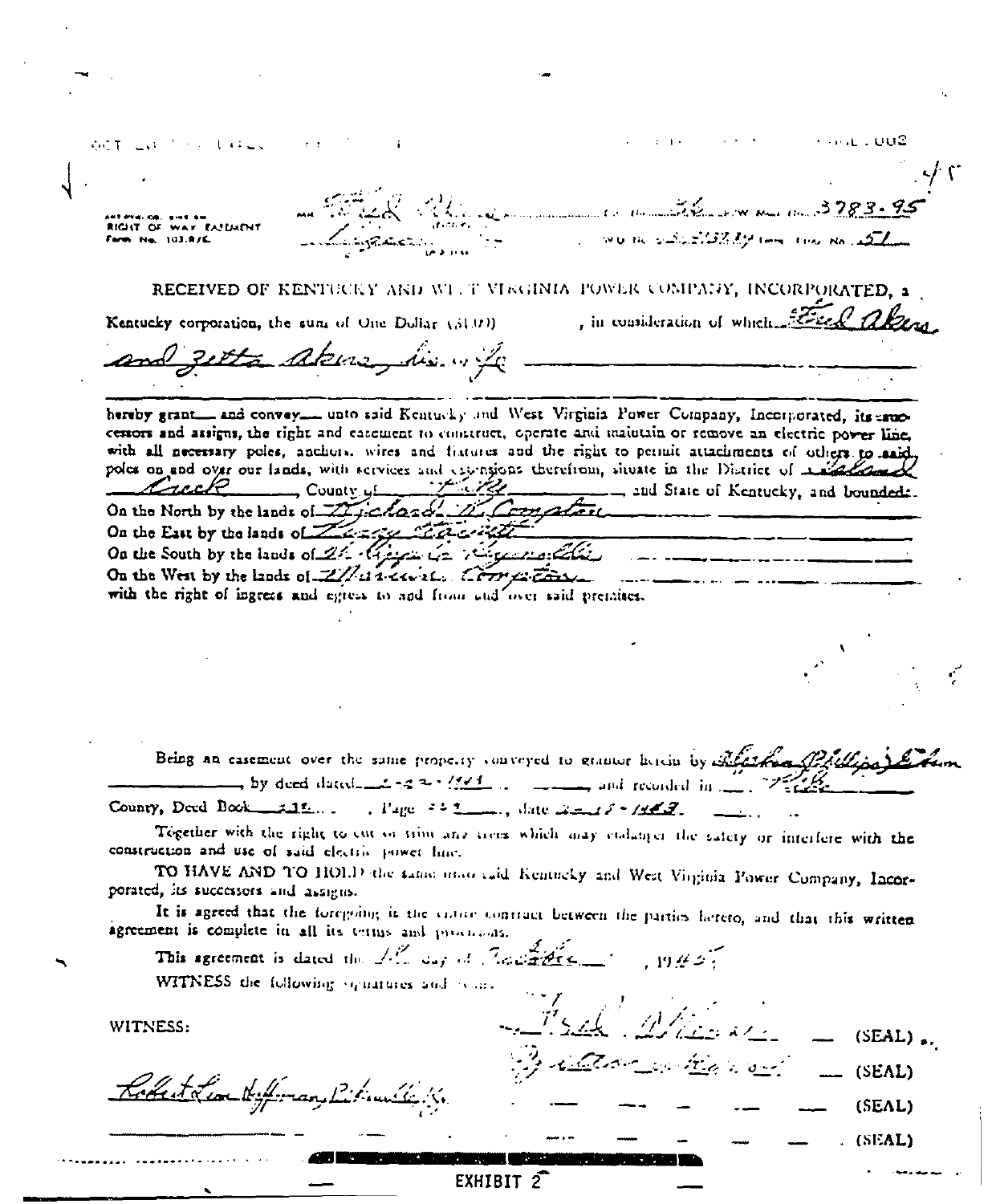RIGHT OF WAY EASEMENT
Form No. 103.8/E.

R/W Map No. 3783-95

No. 51

RECEIVED OF KENTUCKY AND WEST VIRGINIA POWER COMPANY, INCORPORATED, a Kentucky corporation, the sum of One Dollar ($1.00), in consideration of which Fred Akers and Zetta Akers, his wife

hereby grant___ and convey___ unto said Kentucky and West Virginia Power Company, Incorporated, its successors and assigns, the right and easement to construct, operate and maintain or remove an electric power line, with all necessary poles, anchors, wires and fixtures and the right to permit attachments of others to said poles on and over our lands, with services and extensions therefrom, situate in the District of Island Creek, County of Pike, and State of Kentucky, and bounded:

On the North by the lands of Richard W. Compton

On the East by the lands of

On the South by the lands of

On the West by the lands of Compton

with the right of ingress and egress to and from and over said premises.

Being an easement over the same property conveyed to grantor herein by Phillips by deed dated 2-22-1941, and recorded in Pike County, Deed Book ___, Page ___, date 2-15-1943.

Together with the right to cut or trim any trees which may endanger the safety or interfere with the construction and use of said electric power line.

TO HAVE AND TO HOLD the same unto said Kentucky and West Virginia Power Company, Incorporated, its successors and assigns.

It is agreed that the foregoing is the entire contract between the parties hereto, and that this written agreement is complete in all its terms and provisions.

This agreement is dated the 12 day of October, 1945.

WITNESS the following signatures and seals:

WITNESS:

Robert Lee Hoffman, Pikeville, Ky.

Fred Akers (SEAL)

Zetta Akers (SEAL)

(SEAL)

(SEAL)

EXHIBIT 2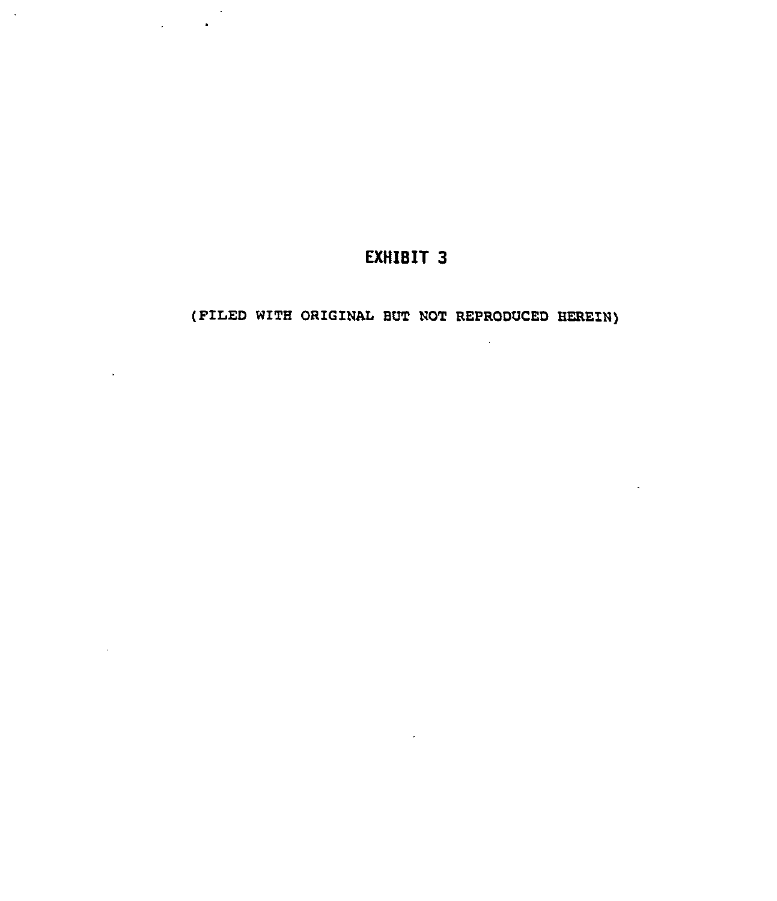# EXHIBIT 3

(FILED WITH ORIGINAL BUT NOT REPRODUCED HEREIN)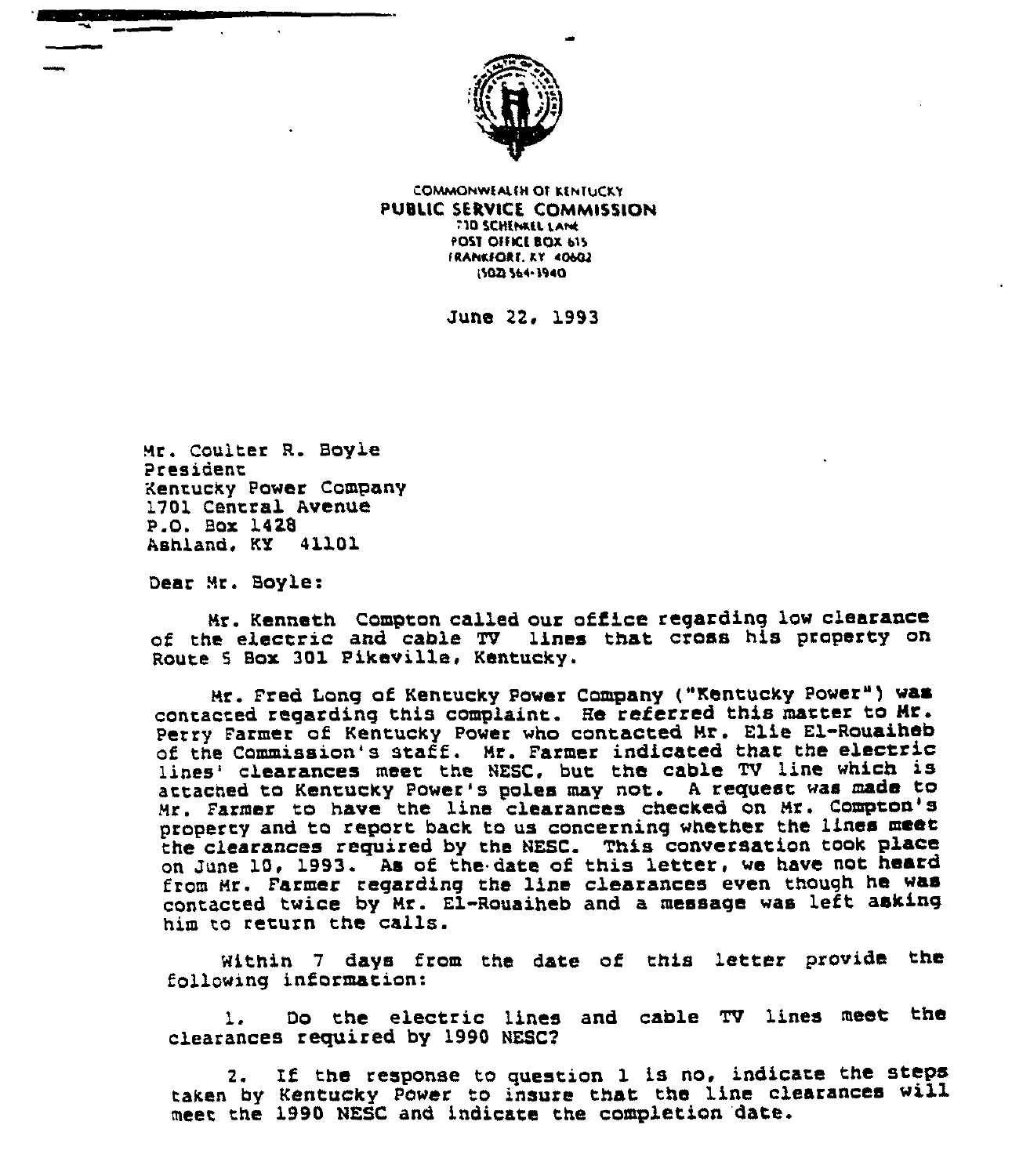COMMONWEALTH OF KENTUCKY
**PUBLIC SERVICE COMMISSION**
730 SCHENKEL LANE
POST OFFICE BOX 615
FRANKFORT, KY 40602
(502) 564-3940

June 22, 1993

Mr. Coulter R. Boyle
President
Kentucky Power Company
1701 Central Avenue
P.O. Box 1428
Ashland, KY 41101

Dear Mr. Boyle:

Mr. Kenneth Compton called our office regarding low clearance of the electric and cable TV lines that cross his property on Route 5 Box 301 Pikeville, Kentucky.

Mr. Fred Long of Kentucky Power Company ("Kentucky Power") was contacted regarding this complaint. He referred this matter to Mr. Perry Farmer of Kentucky Power who contacted Mr. Elie El-Rouaiheb of the Commission's staff. Mr. Farmer indicated that the electric lines' clearances meet the NESC, but the cable TV line which is attached to Kentucky Power's poles may not. A request was made to Mr. Farmer to have the line clearances checked on Mr. Compton's property and to report back to us concerning whether the lines meet the clearances required by the NESC. This conversation took place on June 10, 1993. As of the date of this letter, we have not heard from Mr. Farmer regarding the line clearances even though he was contacted twice by Mr. El-Rouaiheb and a message was left asking him to return the calls.

Within 7 days from the date of this letter provide the following information:

1. Do the electric lines and cable TV lines meet the clearances required by 1990 NESC?

2. If the response to question 1 is no, indicate the steps taken by Kentucky Power to insure that the line clearances will meet the 1990 NESC and indicate the completion date.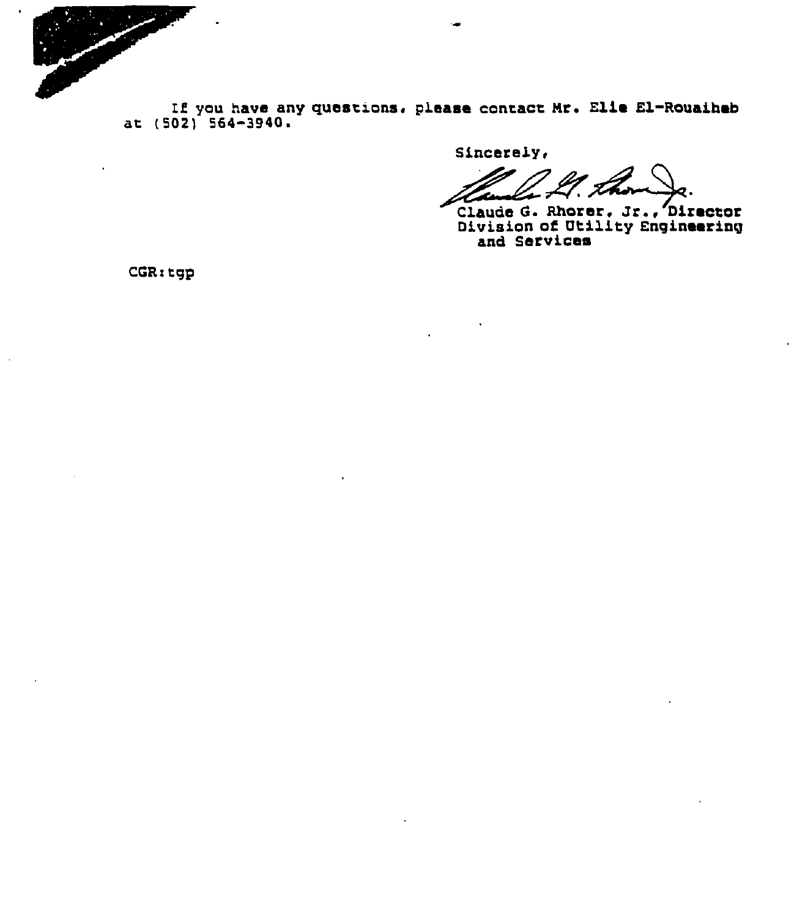If you have any questions, please contact Mr. Elie El-Rouaiheb at (502) 564-3940.

Sincerely,

Claude G. Rhorer, Jr., Director
Division of Utility Engineering
and Services

CGR:tgp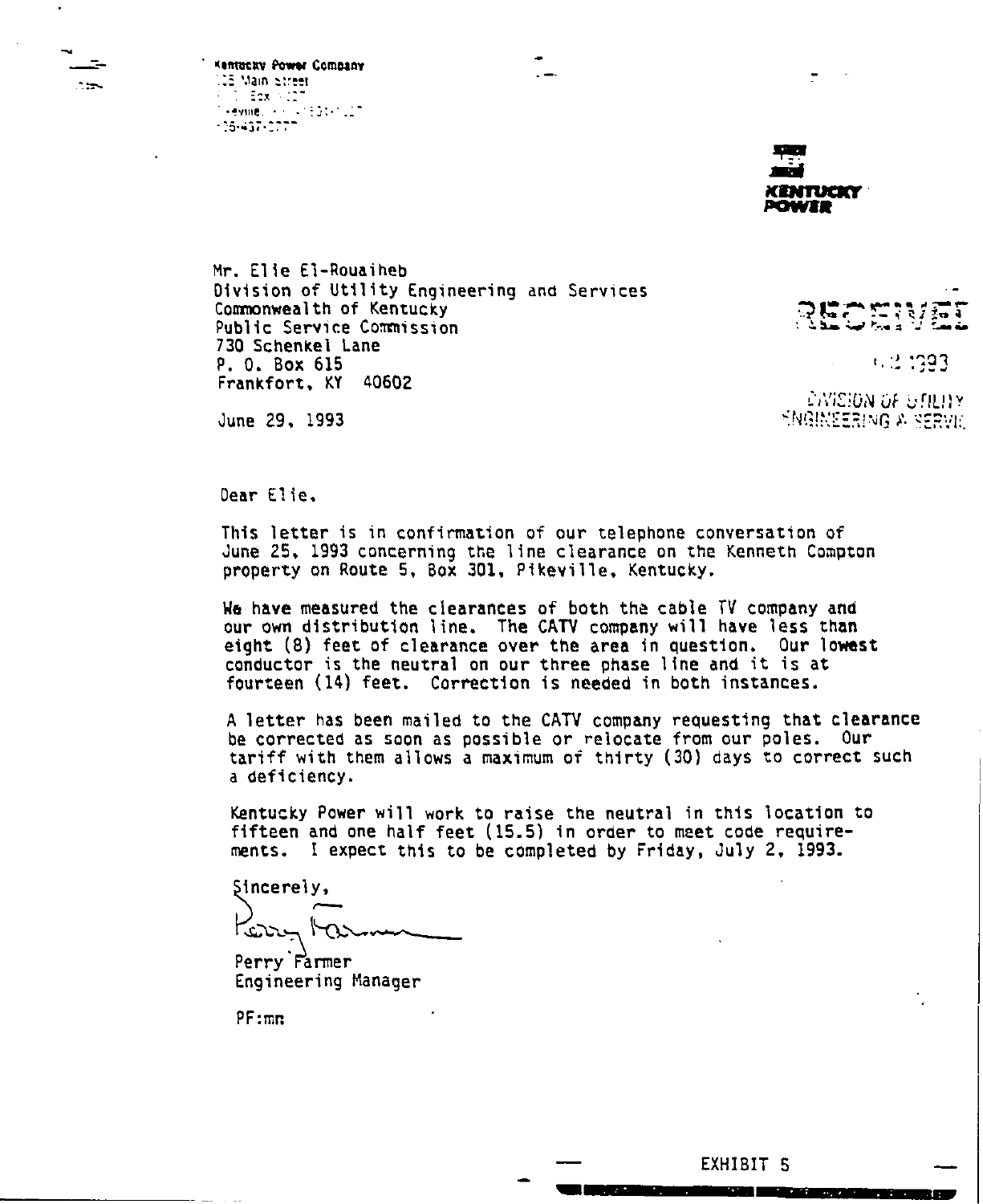Kentucky Power Company
125 Main Street
P. O. Box 1127
Pikeville, KY 41502-1127
606-437-3777

**KENTUCKY POWER**

Mr. Elie El-Rouaiheb
Division of Utility Engineering and Services
Commonwealth of Kentucky
Public Service Commission
730 Schenkel Lane
P. O. Box 615
Frankfort, KY 40602

RECEIVED
1993
DIVISION OF UTILITY
ENGINEERING & SERVI

June 29, 1993

Dear Elie,

This letter is in confirmation of our telephone conversation of June 25, 1993 concerning the line clearance on the Kenneth Compton property on Route 5, Box 301, Pikeville, Kentucky.

We have measured the clearances of both the cable TV company and our own distribution line. The CATV company will have less than eight (8) feet of clearance over the area in question. Our lowest conductor is the neutral on our three phase line and it is at fourteen (14) feet. Correction is needed in both instances.

A letter has been mailed to the CATV company requesting that clearance be corrected as soon as possible or relocate from our poles. Our tariff with them allows a maximum of thirty (30) days to correct such a deficiency.

Kentucky Power will work to raise the neutral in this location to fifteen and one half feet (15.5) in order to meet code requirements. I expect this to be completed by Friday, July 2, 1993.

Sincerely,

Perry Farmer
Engineering Manager

PF:mn

EXHIBIT 5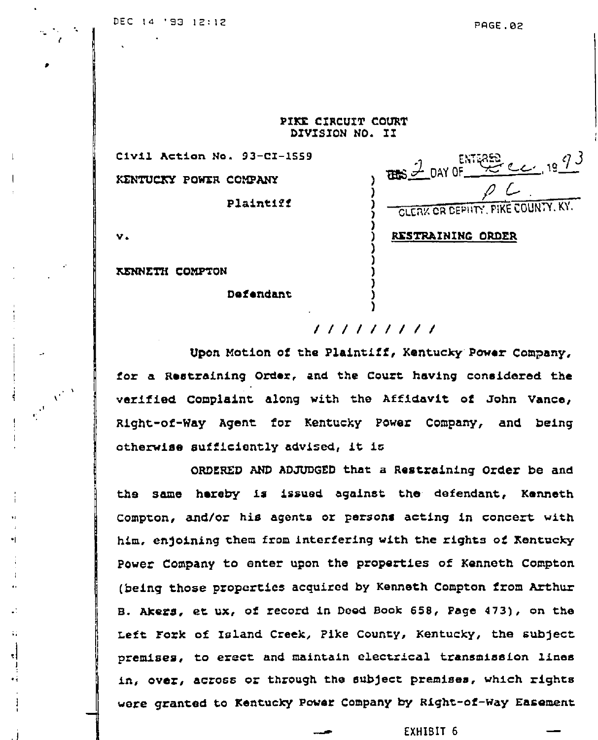PIKE CIRCUIT COURT
DIVISION NO. II

Civil Action No. 93-CI-1559

KENTUCKY POWER COMPANY

Plaintiff

v.

KENNETH COMPTON

Defendant

ENTERED THIS 2 DAY OF Dec., 1993
P C.
CLERK OR DEPUTY, PIKE COUNTY, KY.

**RESTRAINING ORDER**

/ / / / / / / / / /

Upon Motion of the Plaintiff, Kentucky Power Company, for a Restraining Order, and the Court having considered the verified Complaint along with the Affidavit of John Vance, Right-of-Way Agent for Kentucky Power Company, and being otherwise sufficiently advised, it is

ORDERED AND ADJUDGED that a Restraining Order be and the same hereby is issued against the defendant, Kenneth Compton, and/or his agents or persons acting in concert with him, enjoining them from interfering with the rights of Kentucky Power Company to enter upon the properties of Kenneth Compton (being those properties acquired by Kenneth Compton from Arthur B. Akers, et ux, of record in Deed Book 658, Page 473), on the Left Fork of Island Creek, Pike County, Kentucky, the subject premises, to erect and maintain electrical transmission lines in, over, across or through the subject premises, which rights were granted to Kentucky Power Company by Right-of-Way Easement

EXHIBIT 6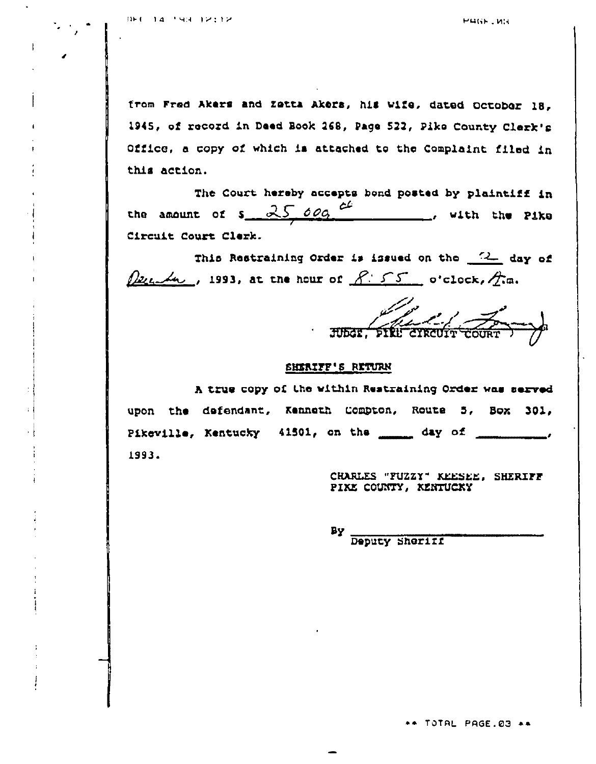from Fred Akers and Zetta Akers, his wife, dated October 18, 1945, of record in Deed Book 268, Page 522, Pike County Clerk's Office, a copy of which is attached to the Complaint filed in this action.

The Court hereby accepts bond posted by plaintiff in the amount of $ 25,000.00, with the Pike Circuit Court Clerk.

This Restraining Order is issued on the 2 day of December, 1993, at the hour of 8:55 o'clock, A.m.

JUDGE, PIKE CIRCUIT COURT

## SHERIFF'S RETURN

A true copy of the within Restraining Order was served upon the defendant, Kenneth Compton, Route 5, Box 301, Pikeville, Kentucky 41501, on the _____ day of __________, 1993.

CHARLES "FUZZY" KEESEE, SHERIFF
PIKE COUNTY, KENTUCKY

By ______________________
Deputy Sheriff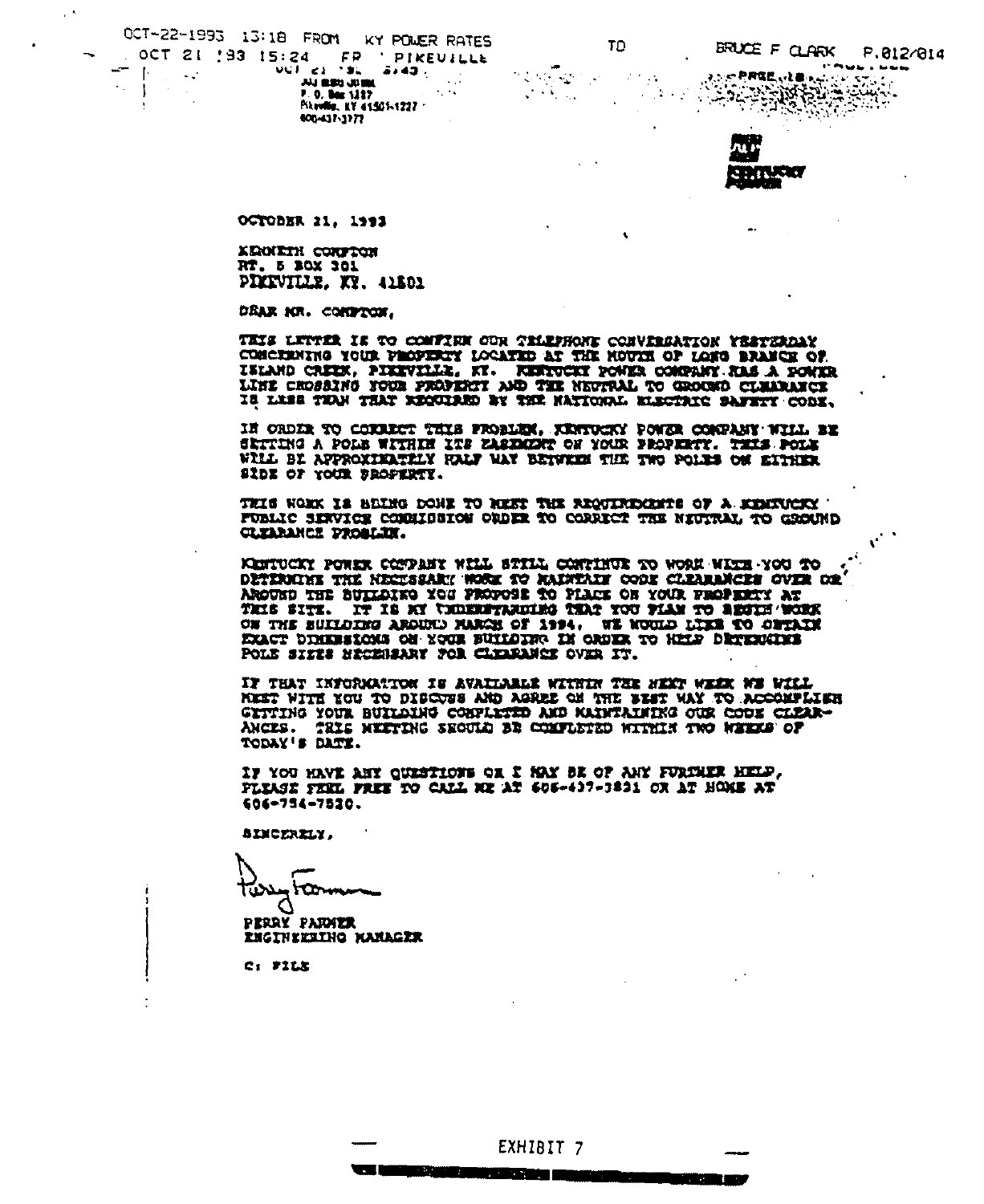OCT-22-1993 13:18 FROM KY POWER RATES TO BRUCE F CLARK P.012/014

OCT 21 '93 15:24 FR PIKEVILLE

P. O. Box 1227
Pikeville, KY 41501-1227
606-437-3777

KENTUCKY POWER

OCTOBER 21, 1993

KENNETH COMPTON
RT. 5 BOX 301
PIKEVILLE, KY. 41501

DEAR MR. COMPTON,

THIS LETTER IS TO CONFIRM OUR TELEPHONE CONVERSATION YESTERDAY CONCERNING YOUR PROPERTY LOCATED AT THE MOUTH OF LONG BRANCH OF ISLAND CREEK, PIKEVILLE, KY. KENTUCKY POWER COMPANY HAS A POWER LINE CROSSING YOUR PROPERTY AND THE NEUTRAL TO GROUND CLEARANCE IS LESS THAN THAT REQUIRED BY THE NATIONAL ELECTRIC SAFETY CODE.

IN ORDER TO CORRECT THIS PROBLEM, KENTUCKY POWER COMPANY WILL BE SETTING A POLE WITHIN ITS EASEMENT ON YOUR PROPERTY. THIS POLE WILL BE APPROXIMATELY HALF WAY BETWEEN THE TWO POLES ON EITHER SIDE OF YOUR PROPERTY.

THIS WORK IS BEING DONE TO MEET THE REQUIREMENTS OF A KENTUCKY PUBLIC SERVICE COMMISSION ORDER TO CORRECT THE NEUTRAL TO GROUND CLEARANCE PROBLEM.

KENTUCKY POWER COMPANY WILL STILL CONTINUE TO WORK WITH YOU TO DETERMINE THE NECESSARY WORK TO MAINTAIN CODE CLEARANCES OVER OR AROUND THE BUILDING YOU PROPOSE TO PLACE ON YOUR PROPERTY AT THIS SITE. IT IS MY UNDERSTANDING THAT YOU PLAN TO BEGIN WORK ON THE BUILDING AROUND MARCH OF 1994. WE WOULD LIKE TO OBTAIN EXACT DIMENSIONS ON YOUR BUILDING IN ORDER TO HELP DETERMINE POLE SIZES NECESSARY FOR CLEARANCE OVER IT.

IF THAT INFORMATION IS AVAILABLE WITHIN THE NEXT WEEK WE WILL MEET WITH YOU TO DISCUSS AND AGREE ON THE BEST WAY TO ACCOMPLISH GETTING YOUR BUILDING COMPLETED AND MAINTAINING OUR CODE CLEARANCES. THIS MEETING SHOULD BE COMPLETED WITHIN TWO WEEKS OF TODAY'S DATE.

IF YOU HAVE ANY QUESTIONS OR I MAY BE OF ANY FURTHER HELP, PLEASE FEEL FREE TO CALL ME AT 606-437-3831 OR AT HOME AT 606-754-7520.

SINCERELY,

Perry Farmer

PERRY FARMER
ENGINEERING MANAGER

C: FILE

EXHIBIT 7